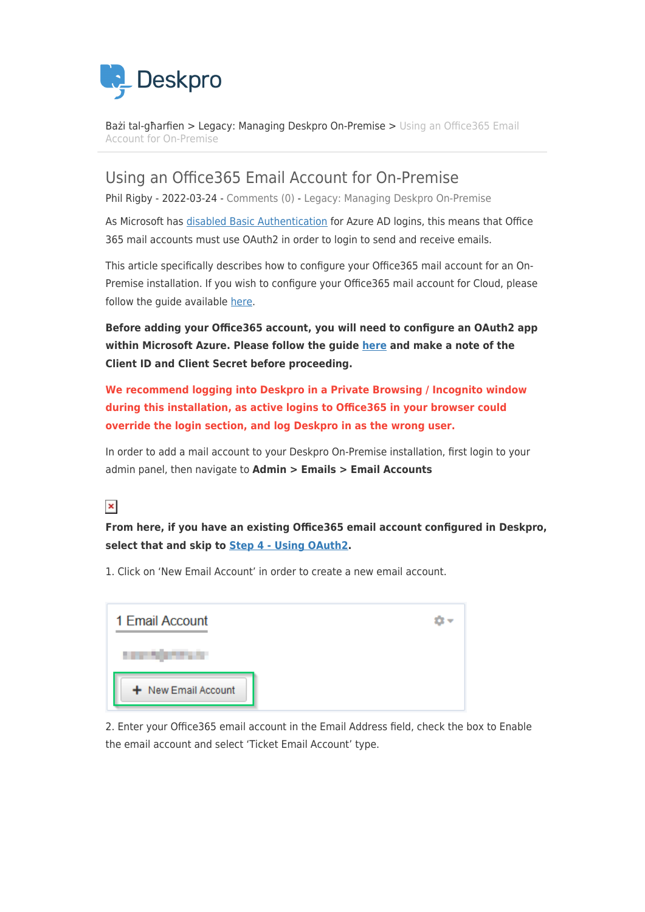Bażi tal-għarfien > Legacy: Managing Deskpro On-Premise > Using an Office365 Email Account for On-Premise

# Using an Office365 Email Account for On-Premise

Phil Rigby - 2022-03-24 - Comments (0) - Legacy: Managing Deskpro On-Premise

As Microsoft has disabled Basic Authentication for Azure AD logins, this means that Office 365 mail accounts must use OAuth2 in order to login to send and receive emails.

This article specifically describes how to configure your Office365 mail account for an On-Premise installation. If you wish to configure your Office365 mail account for Cloud, please follow the guide available here.

**Before adding your Office365 account, you will need to configure an OAuth2 app within Microsoft Azure. Please follow the guide here and make a note of the Client ID and Client Secret before proceeding.**

**We recommend logging into Deskpro in a Private Browsing / Incognito window during this installation, as active logins to Office365 in your browser could override the login section, and log Deskpro in as the wrong user.**

In order to add a mail account to your Deskpro On-Premise installation, first login to your admin panel, then navigate to **Admin > Emails > Email Accounts**

**From here, if you have an existing Office365 email account configured in Deskpro, select that and skip to Step 4 - Using OAuth2.**

1. Click on 'New Email Account' in order to create a new email account.

2. Enter your Office365 email account in the Email Address field, check the box to Enable the email account and select 'Ticket Email Account' type.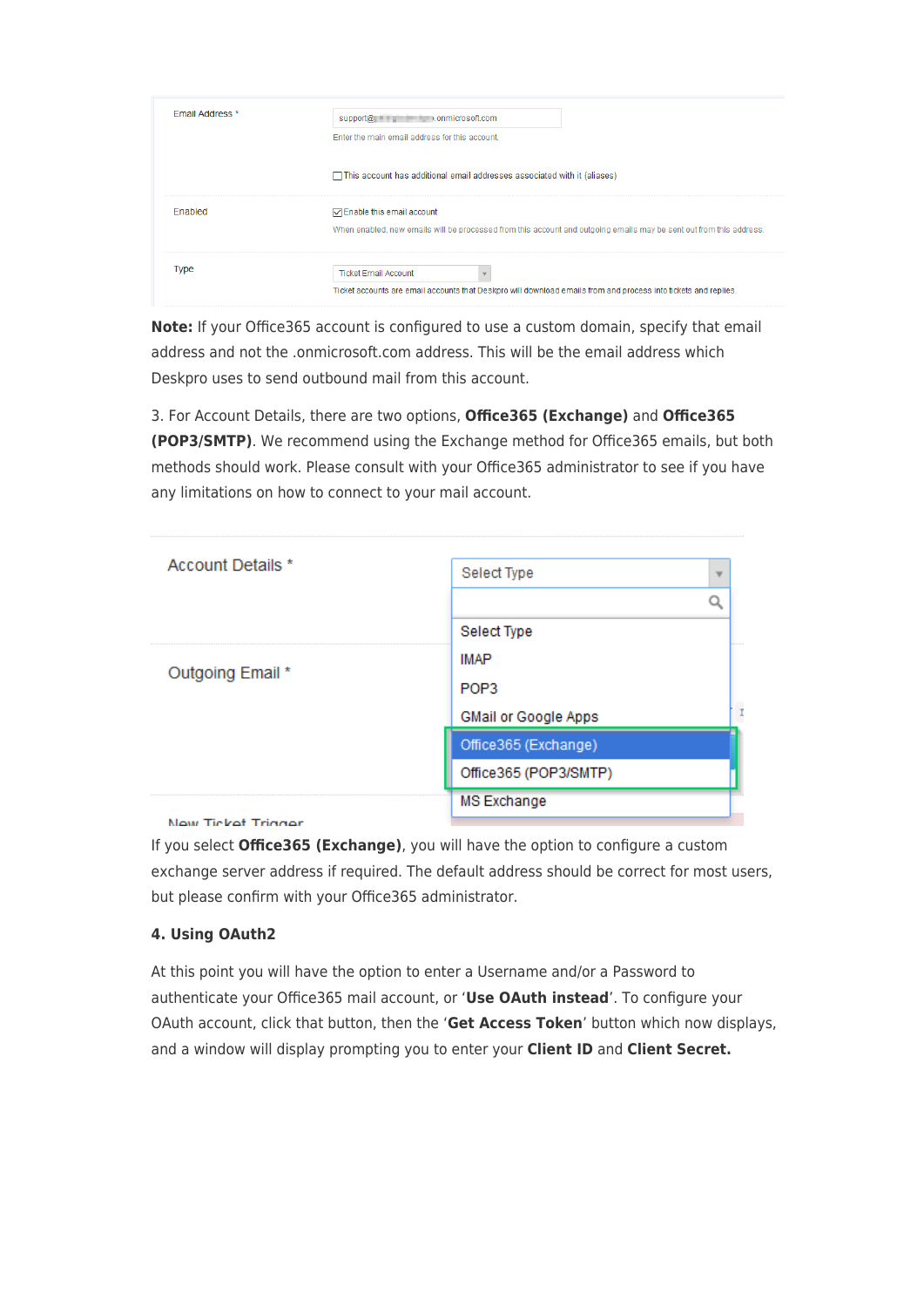| Email Address * | support@...onmicrosoft.com<br>Enter the main email address for this account.<br><br>This account has additional email addresses associated with it (aliases) |
| --- | --- |
| Enabled | Enable this email account<br>When enabled, new emails will be processed from this account and outgoing emails may be sent out from this address. |
| Type | Ticket Email Account<br>Ticket accounts are email accounts that Deskpro will download emails from and process into tickets and replies. |

**Note:** If your Office365 account is configured to use a custom domain, specify that email address and not the .onmicrosoft.com address. This will be the email address which Deskpro uses to send outbound mail from this account.

3. For Account Details, there are two options, **Office365 (Exchange)** and **Office365 (POP3/SMTP)**. We recommend using the Exchange method for Office365 emails, but both methods should work. Please consult with your Office365 administrator to see if you have any limitations on how to connect to your mail account.

| Account Details * | Select Type<br>Select Type<br>IMAP<br>POP3<br>GMail or Google Apps<br>Office365 (Exchange)<br>Office365 (POP3/SMTP)<br>MS Exchange |
| --- | --- |
| Outgoing Email * | |
| New Ticket Trigger | |

If you select **Office365 (Exchange)**, you will have the option to configure a custom exchange server address if required. The default address should be correct for most users, but please confirm with your Office365 administrator.

**4. Using OAuth2**

At this point you will have the option to enter a Username and/or a Password to authenticate your Office365 mail account, or '**Use OAuth instead**'. To configure your OAuth account, click that button, then the '**Get Access Token**' button which now displays, and a window will display prompting you to enter your **Client ID** and **Client Secret.**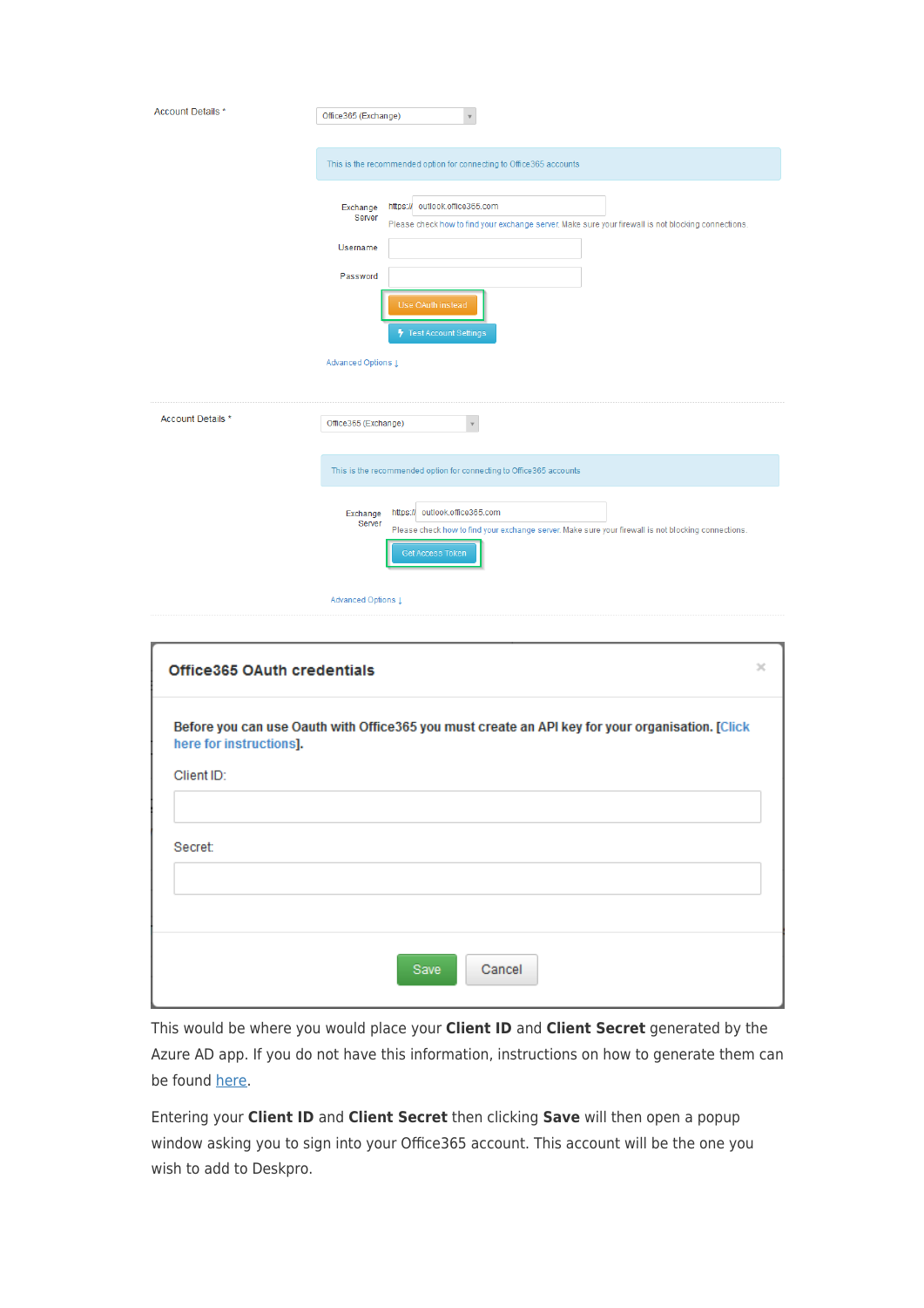Account Details *

Office365 (Exchange)

This is the recommended option for connecting to Office365 accounts

Exchange Server https:// outlook.office365.com

Please check how to find your exchange server. Make sure your firewall is not blocking connections

Username

Password

Use OAuth instead

Test Account Settings

Advanced Options ↓

Account Details *

Office365 (Exchange)

This is the recommended option for connecting to Office365 accounts

Exchange Server https:// outlook.office365.com

Please check how to find your exchange server. Make sure your firewall is not blocking connections.

Get Access Token

Advanced Options ↓

**Office365 OAuth credentials**

**Before you can use Oauth with Office365 you must create an API key for your organisation. [Click here for instructions].**

Client ID:

Secret:

Save Cancel

This would be where you would place your **Client ID** and **Client Secret** generated by the Azure AD app. If you do not have this information, instructions on how to generate them can be found here.

Entering your **Client ID** and **Client Secret** then clicking **Save** will then open a popup window asking you to sign into your Office365 account. This account will be the one you wish to add to Deskpro.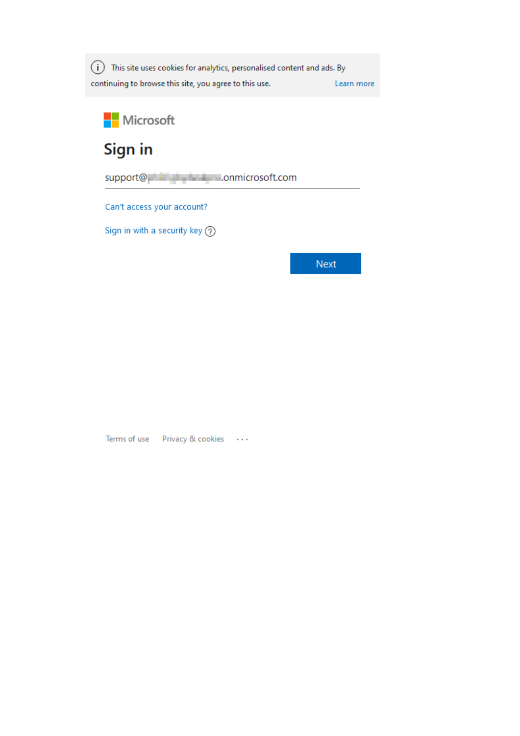This site uses cookies for analytics, personalised content and ads. By continuing to browse this site, you agree to this use. Learn more

Microsoft

# Sign in

support@[redacted].onmicrosoft.com

Can't access your account?

Sign in with a security key

Next

Terms of use    Privacy & cookies    ...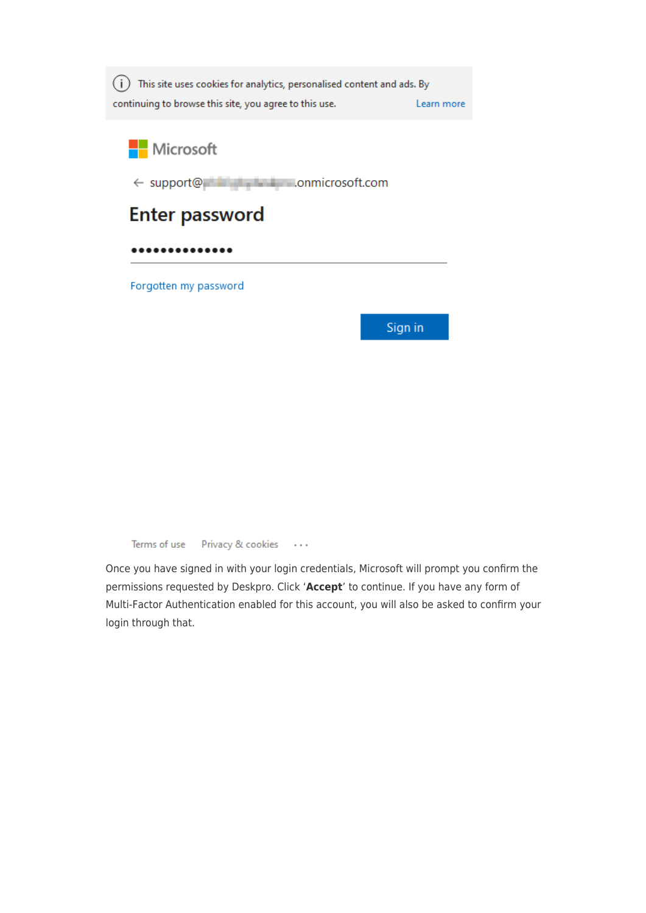This site uses cookies for analytics, personalised content and ads. By continuing to browse this site, you agree to this use. Learn more

Microsoft

← support@ .onmicrosoft.com

Enter password

••••••••••••••

Forgotten my password

Sign in

Terms of use Privacy & cookies ...

Once you have signed in with your login credentials, Microsoft will prompt you confirm the permissions requested by Deskpro. Click '**Accept**' to continue. If you have any form of Multi-Factor Authentication enabled for this account, you will also be asked to confirm your login through that.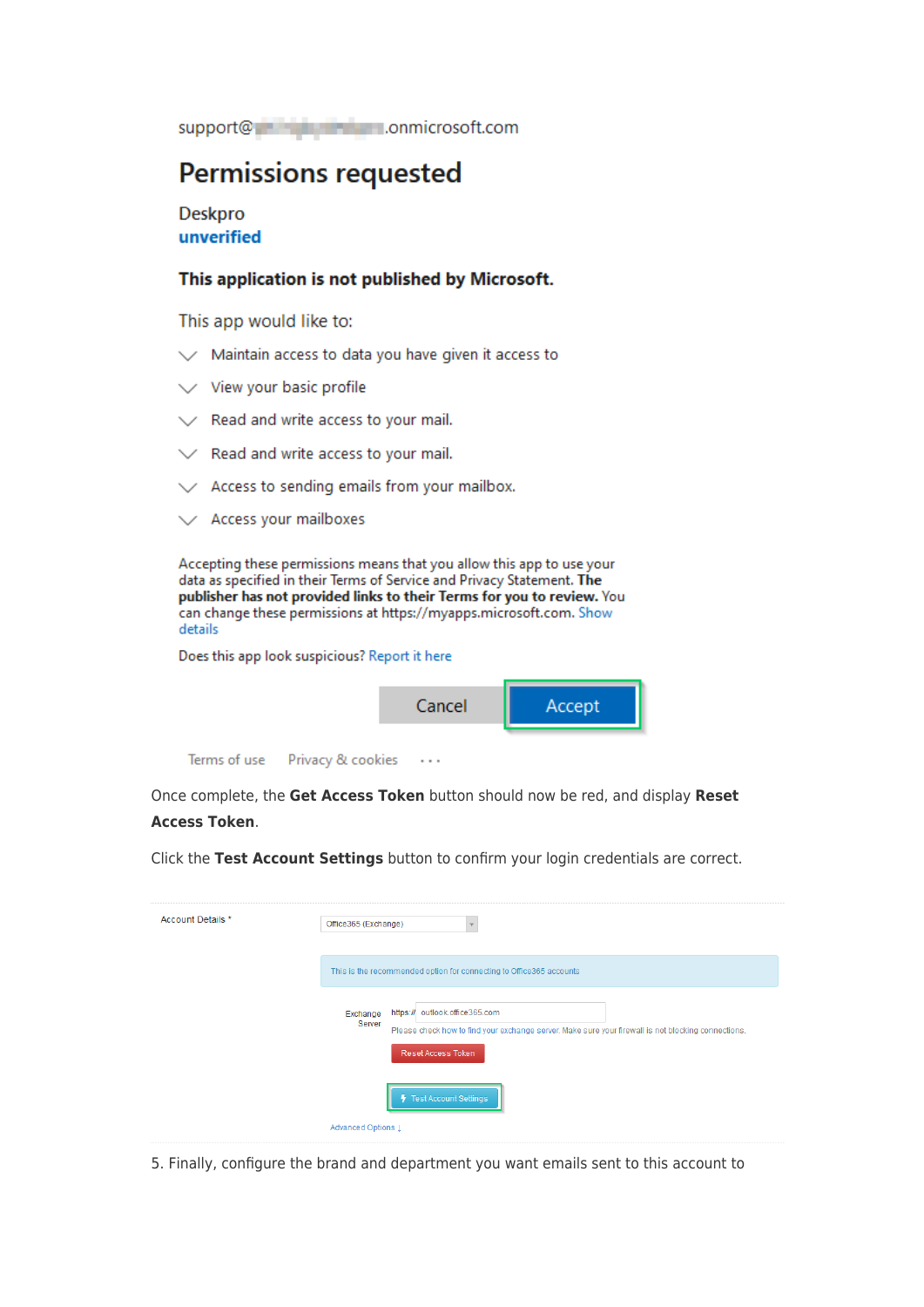support@████████.onmicrosoft.com

# Permissions requested

Deskpro
unverified

**This application is not published by Microsoft.**

This app would like to:

- Maintain access to data you have given it access to
- View your basic profile
- Read and write access to your mail.
- Read and write access to your mail.
- Access to sending emails from your mailbox.
- Access your mailboxes

Accepting these permissions means that you allow this app to use your data as specified in their Terms of Service and Privacy Statement. **The publisher has not provided links to their Terms for you to review.** You can change these permissions at https://myapps.microsoft.com. Show details

Does this app look suspicious? Report it here

Cancel | Accept

Terms of use  Privacy & cookies  ...

Once complete, the **Get Access Token** button should now be red, and display **Reset Access Token**.

Click the **Test Account Settings** button to confirm your login credentials are correct.

Account Details * | Office365 (Exchange)

This is the recommended option for connecting to Office365 accounts

Exchange Server | https:// outlook.office365.com

Please check how to find your exchange server. Make sure your firewall is not blocking connections.

Reset Access Token

Test Account Settings

Advanced Options ↓

5. Finally, configure the brand and department you want emails sent to this account to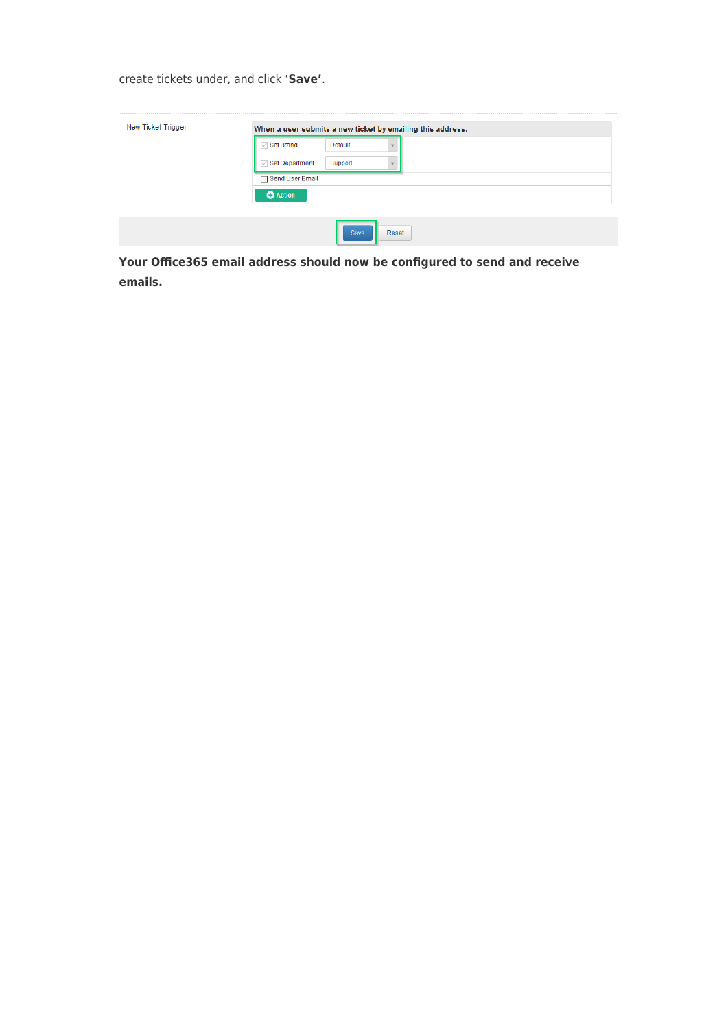create tickets under, and click ‘**Save’**.

New Ticket Trigger

When a user submits a new ticket by emailing this address:

Set Brand Default

Set Department Support

Send User Email

Action

Save Reset

**Your Office365 email address should now be configured to send and receive emails.**